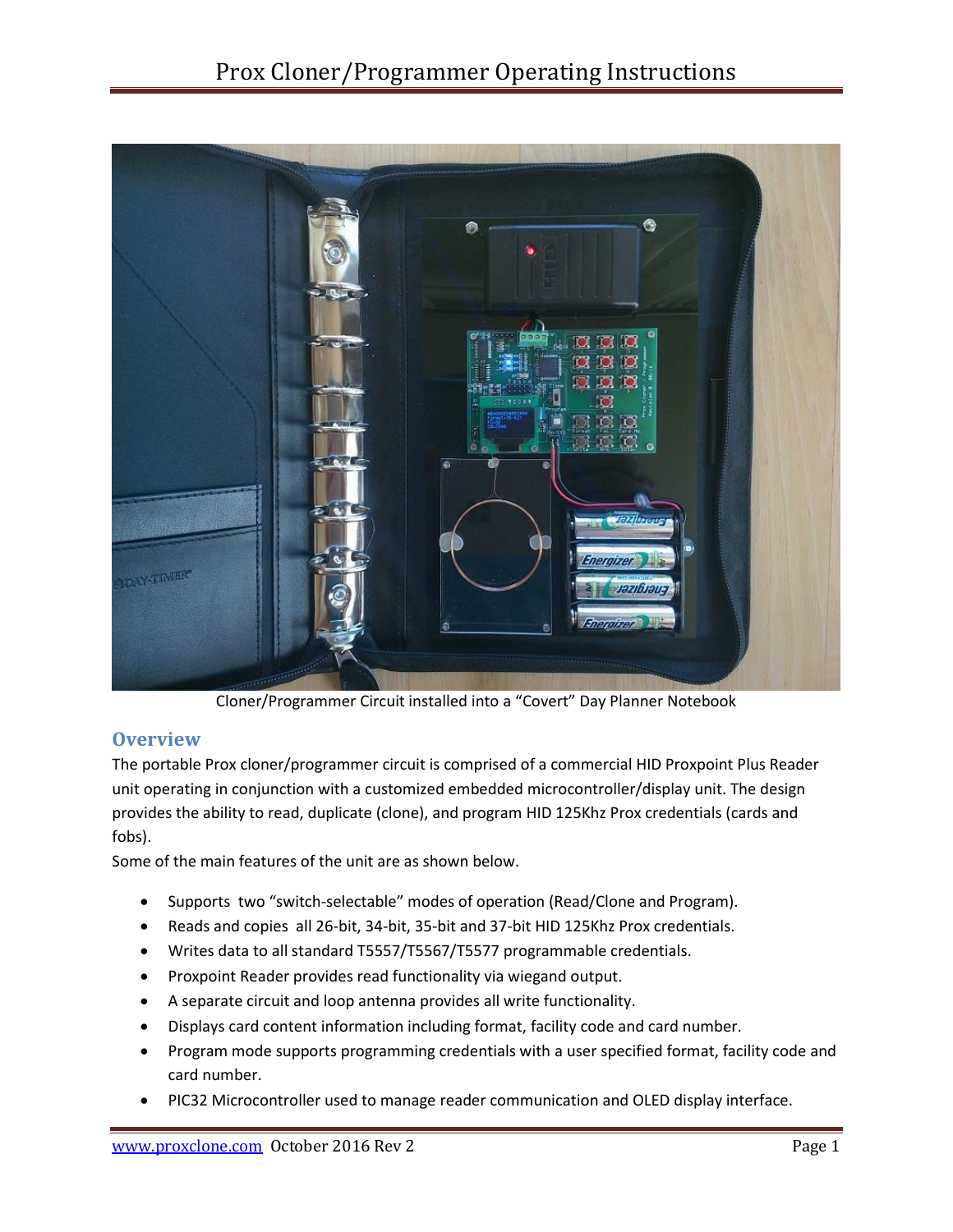# Prox Cloner/Programmer Operating Instructions

Cloner/Programmer Circuit installed into a "Covert" Day Planner Notebook

## Overview

The portable Prox cloner/programmer circuit is comprised of a commercial HID Proxpoint Plus Reader unit operating in conjunction with a customized embedded microcontroller/display unit. The design provides the ability to read, duplicate (clone), and program HID 125Khz Prox credentials (cards and fobs).

Some of the main features of the unit are as shown below.

- Supports two "switch-selectable" modes of operation (Read/Clone and Program).
- Reads and copies all 26-bit, 34-bit, 35-bit and 37-bit HID 125Khz Prox credentials.
- Writes data to all standard T5557/T5567/T5577 programmable credentials.
- Proxpoint Reader provides read functionality via wiegand output.
- A separate circuit and loop antenna provides all write functionality.
- Displays card content information including format, facility code and card number.
- Program mode supports programming credentials with a user specified format, facility code and card number.
- PIC32 Microcontroller used to manage reader communication and OLED display interface.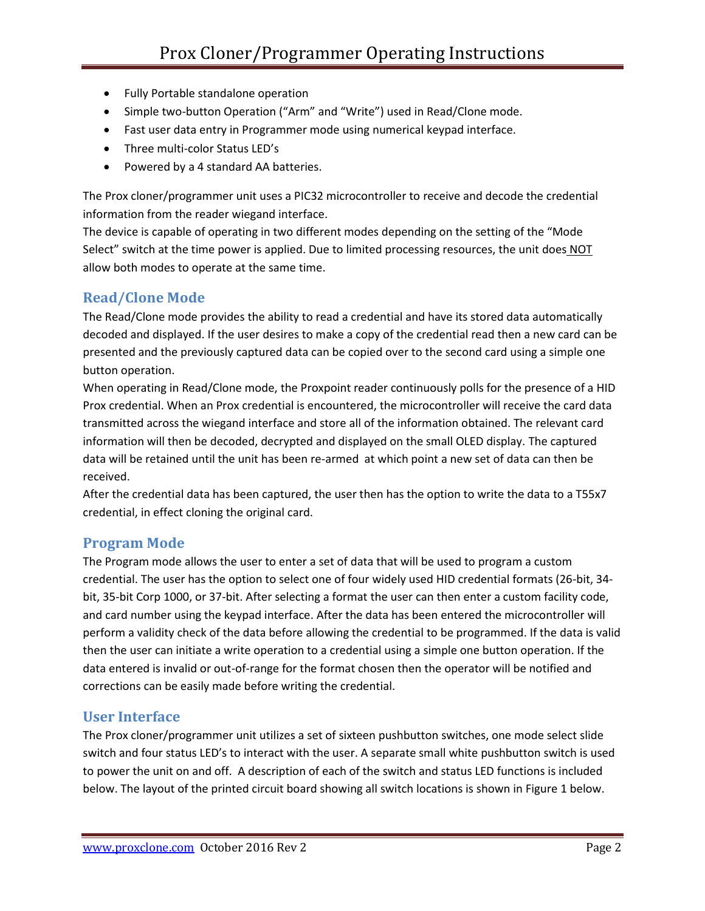- Fully Portable standalone operation
- Simple two-button Operation ("Arm" and "Write") used in Read/Clone mode.
- Fast user data entry in Programmer mode using numerical keypad interface.
- Three multi-color Status LED's
- Powered by a 4 standard AA batteries.

The Prox cloner/programmer unit uses a PIC32 microcontroller to receive and decode the credential information from the reader wiegand interface.
The device is capable of operating in two different modes depending on the setting of the "Mode Select" switch at the time power is applied. Due to limited processing resources, the unit does NOT allow both modes to operate at the same time.

## Read/Clone Mode

The Read/Clone mode provides the ability to read a credential and have its stored data automatically decoded and displayed. If the user desires to make a copy of the credential read then a new card can be presented and the previously captured data can be copied over to the second card using a simple one button operation.
When operating in Read/Clone mode, the Proxpoint reader continuously polls for the presence of a HID Prox credential. When an Prox credential is encountered, the microcontroller will receive the card data transmitted across the wiegand interface and store all of the information obtained. The relevant card information will then be decoded, decrypted and displayed on the small OLED display. The captured data will be retained until the unit has been re-armed at which point a new set of data can then be received.
After the credential data has been captured, the user then has the option to write the data to a T55x7 credential, in effect cloning the original card.

## Program Mode

The Program mode allows the user to enter a set of data that will be used to program a custom credential. The user has the option to select one of four widely used HID credential formats (26-bit, 34-bit, 35-bit Corp 1000, or 37-bit. After selecting a format the user can then enter a custom facility code, and card number using the keypad interface. After the data has been entered the microcontroller will perform a validity check of the data before allowing the credential to be programmed. If the data is valid then the user can initiate a write operation to a credential using a simple one button operation. If the data entered is invalid or out-of-range for the format chosen then the operator will be notified and corrections can be easily made before writing the credential.

## User Interface

The Prox cloner/programmer unit utilizes a set of sixteen pushbutton switches, one mode select slide switch and four status LED's to interact with the user. A separate small white pushbutton switch is used to power the unit on and off. A description of each of the switch and status LED functions is included below. The layout of the printed circuit board showing all switch locations is shown in Figure 1 below.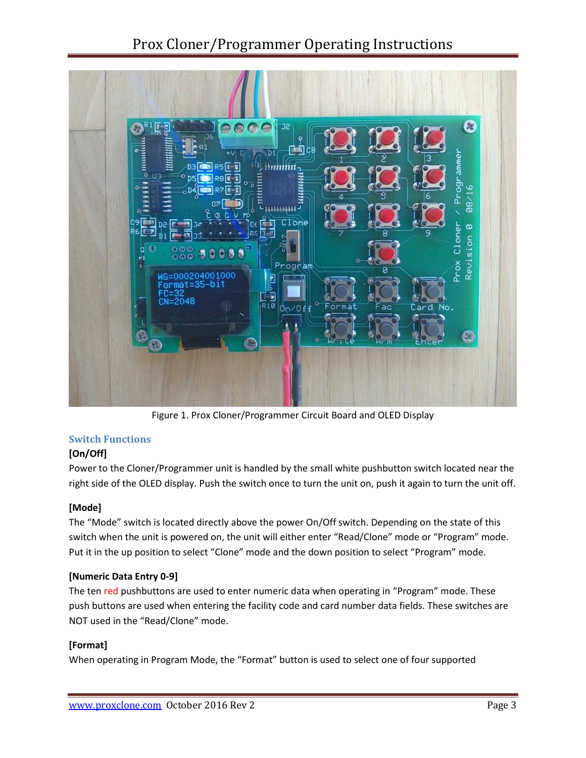Figure 1. Prox Cloner/Programmer Circuit Board and OLED Display

## Switch Functions

**[On/Off]**

Power to the Cloner/Programmer unit is handled by the small white pushbutton switch located near the right side of the OLED display. Push the switch once to turn the unit on, push it again to turn the unit off.

**[Mode]**

The "Mode" switch is located directly above the power On/Off switch. Depending on the state of this switch when the unit is powered on, the unit will either enter "Read/Clone" mode or "Program" mode. Put it in the up position to select "Clone" mode and the down position to select "Program" mode.

**[Numeric Data Entry 0-9]**

The ten red pushbuttons are used to enter numeric data when operating in "Program" mode. These push buttons are used when entering the facility code and card number data fields. These switches are NOT used in the "Read/Clone" mode.

**[Format]**

When operating in Program Mode, the "Format" button is used to select one of four supported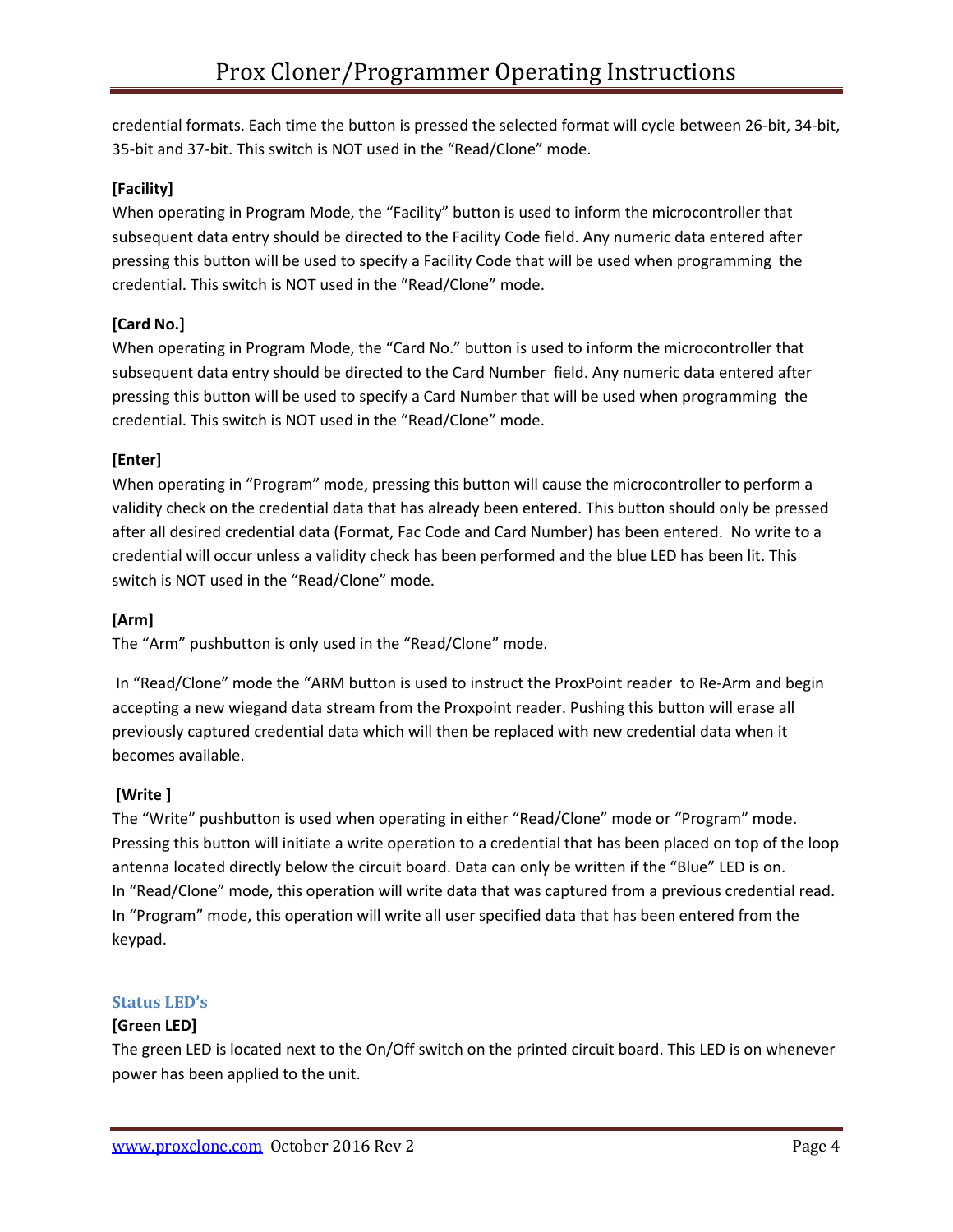credential formats. Each time the button is pressed the selected format will cycle between 26-bit, 34-bit, 35-bit and 37-bit. This switch is NOT used in the "Read/Clone" mode.

**[Facility]**

When operating in Program Mode, the "Facility" button is used to inform the microcontroller that subsequent data entry should be directed to the Facility Code field. Any numeric data entered after pressing this button will be used to specify a Facility Code that will be used when programming the credential. This switch is NOT used in the "Read/Clone" mode.

**[Card No.]**

When operating in Program Mode, the "Card No." button is used to inform the microcontroller that subsequent data entry should be directed to the Card Number field. Any numeric data entered after pressing this button will be used to specify a Card Number that will be used when programming the credential. This switch is NOT used in the "Read/Clone" mode.

**[Enter]**

When operating in "Program" mode, pressing this button will cause the microcontroller to perform a validity check on the credential data that has already been entered. This button should only be pressed after all desired credential data (Format, Fac Code and Card Number) has been entered. No write to a credential will occur unless a validity check has been performed and the blue LED has been lit. This switch is NOT used in the "Read/Clone" mode.

**[Arm]**

The "Arm" pushbutton is only used in the "Read/Clone" mode.

In "Read/Clone" mode the "ARM button is used to instruct the ProxPoint reader to Re-Arm and begin accepting a new wiegand data stream from the Proxpoint reader. Pushing this button will erase all previously captured credential data which will then be replaced with new credential data when it becomes available.

**[Write ]**

The "Write" pushbutton is used when operating in either "Read/Clone" mode or "Program" mode. Pressing this button will initiate a write operation to a credential that has been placed on top of the loop antenna located directly below the circuit board. Data can only be written if the "Blue" LED is on.
In "Read/Clone" mode, this operation will write data that was captured from a previous credential read.
In "Program" mode, this operation will write all user specified data that has been entered from the keypad.

## Status LED's

**[Green LED]**

The green LED is located next to the On/Off switch on the printed circuit board. This LED is on whenever power has been applied to the unit.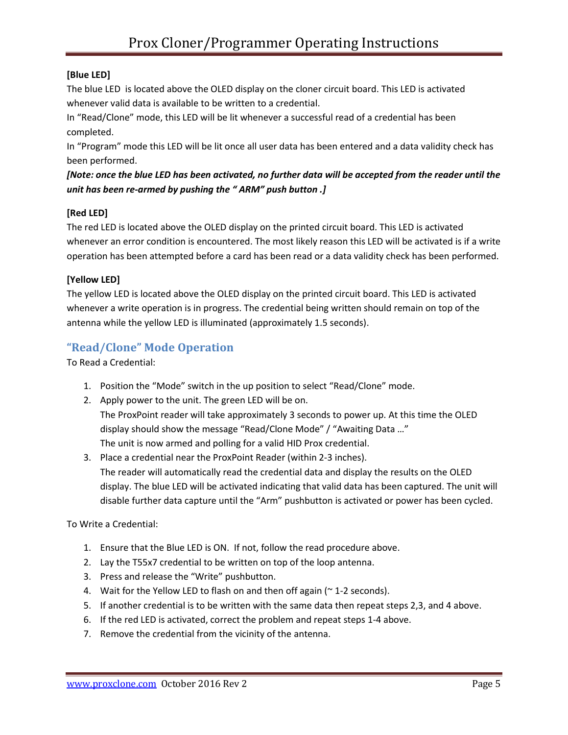**[Blue LED]**

The blue LED is located above the OLED display on the cloner circuit board. This LED is activated whenever valid data is available to be written to a credential.

In "Read/Clone" mode, this LED will be lit whenever a successful read of a credential has been completed.

In "Program" mode this LED will be lit once all user data has been entered and a data validity check has been performed.

***[Note: once the blue LED has been activated, no further data will be accepted from the reader until the unit has been re-armed by pushing the " ARM" push button .]***

**[Red LED]**

The red LED is located above the OLED display on the printed circuit board. This LED is activated whenever an error condition is encountered. The most likely reason this LED will be activated is if a write operation has been attempted before a card has been read or a data validity check has been performed.

**[Yellow LED]**

The yellow LED is located above the OLED display on the printed circuit board. This LED is activated whenever a write operation is in progress. The credential being written should remain on top of the antenna while the yellow LED is illuminated (approximately 1.5 seconds).

## "Read/Clone" Mode Operation

To Read a Credential:

1. Position the "Mode" switch in the up position to select "Read/Clone" mode.
2. Apply power to the unit. The green LED will be on.
   The ProxPoint reader will take approximately 3 seconds to power up. At this time the OLED display should show the message "Read/Clone Mode" / "Awaiting Data …"
   The unit is now armed and polling for a valid HID Prox credential.
3. Place a credential near the ProxPoint Reader (within 2-3 inches).
   The reader will automatically read the credential data and display the results on the OLED display. The blue LED will be activated indicating that valid data has been captured. The unit will disable further data capture until the "Arm" pushbutton is activated or power has been cycled.

To Write a Credential:

1. Ensure that the Blue LED is ON. If not, follow the read procedure above.
2. Lay the T55x7 credential to be written on top of the loop antenna.
3. Press and release the "Write" pushbutton.
4. Wait for the Yellow LED to flash on and then off again (~ 1-2 seconds).
5. If another credential is to be written with the same data then repeat steps 2,3, and 4 above.
6. If the red LED is activated, correct the problem and repeat steps 1-4 above.
7. Remove the credential from the vicinity of the antenna.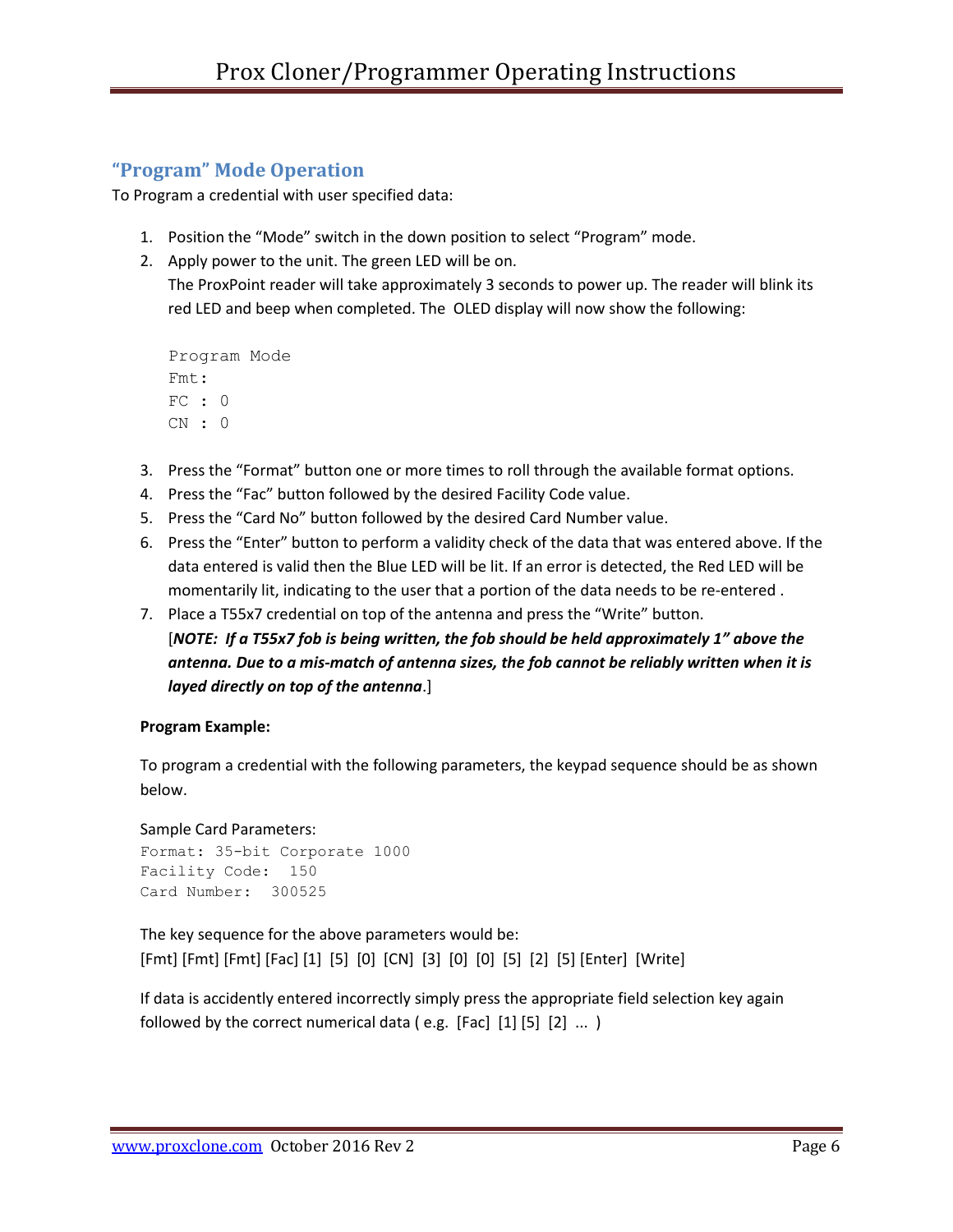## "Program" Mode Operation

To Program a credential with user specified data:

1. Position the "Mode" switch in the down position to select "Program" mode.
2. Apply power to the unit. The green LED will be on.
   The ProxPoint reader will take approximately 3 seconds to power up. The reader will blink its red LED and beep when completed. The OLED display will now show the following:

   ```
   Program Mode
   Fmt:
   FC : 0
   CN : 0
   ```

3. Press the "Format" button one or more times to roll through the available format options.
4. Press the "Fac" button followed by the desired Facility Code value.
5. Press the "Card No" button followed by the desired Card Number value.
6. Press the "Enter" button to perform a validity check of the data that was entered above. If the data entered is valid then the Blue LED will be lit. If an error is detected, the Red LED will be momentarily lit, indicating to the user that a portion of the data needs to be re-entered .
7. Place a T55x7 credential on top of the antenna and press the "Write" button.
   [***NOTE: If a T55x7 fob is being written, the fob should be held approximately 1" above the antenna. Due to a mis-match of antenna sizes, the fob cannot be reliably written when it is layed directly on top of the antenna***.]

**Program Example:**

To program a credential with the following parameters, the keypad sequence should be as shown below.

Sample Card Parameters:

```
Format: 35-bit Corporate 1000
Facility Code:  150
Card Number:  300525
```

The key sequence for the above parameters would be:
[Fmt] [Fmt] [Fmt] [Fac] [1] [5] [0] [CN] [3] [0] [0] [5] [2] [5] [Enter] [Write]

If data is accidently entered incorrectly simply press the appropriate field selection key again followed by the correct numerical data ( e.g. [Fac] [1] [5] [2] ... )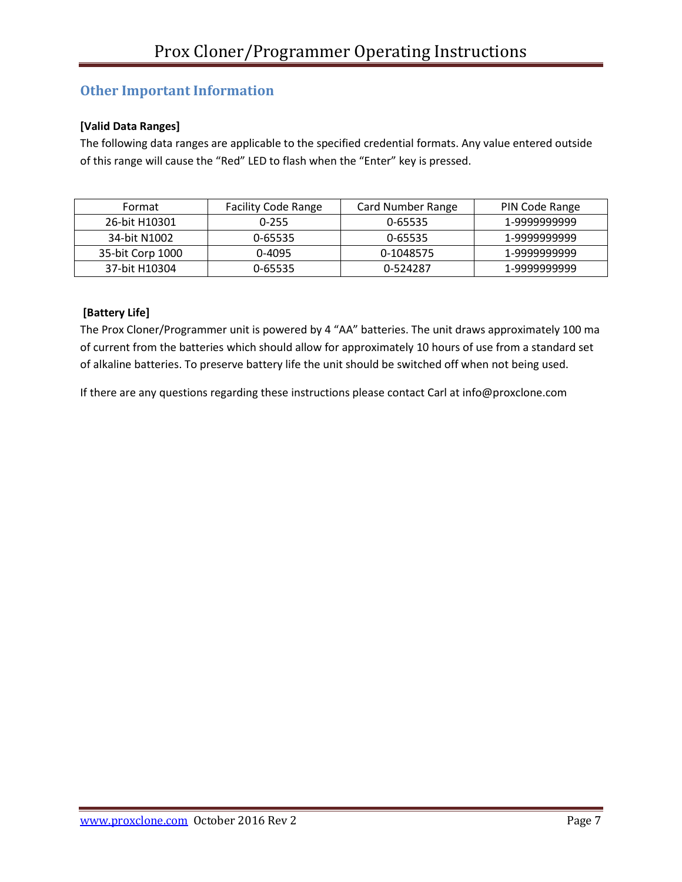## Other Important Information

**[Valid Data Ranges]**

The following data ranges are applicable to the specified credential formats. Any value entered outside of this range will cause the "Red" LED to flash when the "Enter" key is pressed.

| Format | Facility Code Range | Card Number Range | PIN Code Range |
|---|---|---|---|
| 26-bit H10301 | 0-255 | 0-65535 | 1-9999999999 |
| 34-bit N1002 | 0-65535 | 0-65535 | 1-9999999999 |
| 35-bit Corp 1000 | 0-4095 | 0-1048575 | 1-9999999999 |
| 37-bit H10304 | 0-65535 | 0-524287 | 1-9999999999 |

**[Battery Life]**

The Prox Cloner/Programmer unit is powered by 4 "AA" batteries. The unit draws approximately 100 ma of current from the batteries which should allow for approximately 10 hours of use from a standard set of alkaline batteries. To preserve battery life the unit should be switched off when not being used.

If there are any questions regarding these instructions please contact Carl at info@proxclone.com